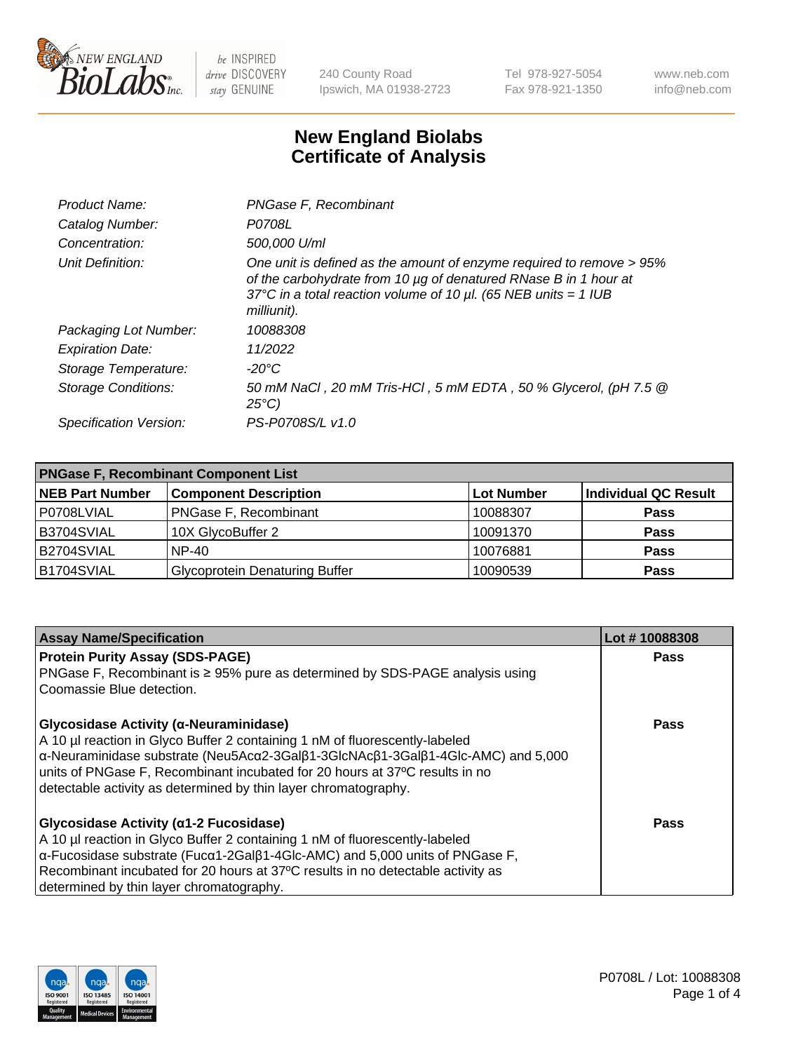New England BioLabs Inc. — be INSPIRED drive DISCOVERY stay GENUINE

240 County Road
Ipswich, MA 01938-2723

Tel 978-927-5054
Fax 978-921-1350

www.neb.com
info@neb.com

# New England Biolabs Certificate of Analysis

| | |
|---|---|
| *Product Name:* | *PNGase F, Recombinant* |
| *Catalog Number:* | *P0708L* |
| *Concentration:* | *500,000 U/ml* |
| *Unit Definition:* | *One unit is defined as the amount of enzyme required to remove > 95% of the carbohydrate from 10 µg of denatured RNase B in 1 hour at 37°C in a total reaction volume of 10 µl. (65 NEB units = 1 IUB milliunit).* |
| *Packaging Lot Number:* | *10088308* |
| *Expiration Date:* | *11/2022* |
| *Storage Temperature:* | *-20°C* |
| *Storage Conditions:* | *50 mM NaCl , 20 mM Tris-HCl , 5 mM EDTA , 50 % Glycerol, (pH 7.5 @ 25°C)* |
| *Specification Version:* | *PS-P0708S/L v1.0* |

| **PNGase F, Recombinant Component List** | | | |
|---|---|---|---|
| **NEB Part Number** | **Component Description** | **Lot Number** | **Individual QC Result** |
| P0708LVIAL | PNGase F, Recombinant | 10088307 | **Pass** |
| B3704SVIAL | 10X GlycoBuffer 2 | 10091370 | **Pass** |
| B2704SVIAL | NP-40 | 10076881 | **Pass** |
| B1704SVIAL | Glycoprotein Denaturing Buffer | 10090539 | **Pass** |

| **Assay Name/Specification** | **Lot # 10088308** |
|---|---|
| **Protein Purity Assay (SDS-PAGE)** PNGase F, Recombinant is ≥ 95% pure as determined by SDS-PAGE analysis using Coomassie Blue detection. | **Pass** |
| **Glycosidase Activity (α-Neuraminidase)** A 10 µl reaction in Glyco Buffer 2 containing 1 nM of fluorescently-labeled α-Neuraminidase substrate (Neu5Acα2-3Galβ1-3GlcNAcβ1-3Galβ1-4Glc-AMC) and 5,000 units of PNGase F, Recombinant incubated for 20 hours at 37ºC results in no detectable activity as determined by thin layer chromatography. | **Pass** |
| **Glycosidase Activity (α1-2 Fucosidase)** A 10 µl reaction in Glyco Buffer 2 containing 1 nM of fluorescently-labeled α-Fucosidase substrate (Fucα1-2Galβ1-4Glc-AMC) and 5,000 units of PNGase F, Recombinant incubated for 20 hours at 37ºC results in no detectable activity as determined by thin layer chromatography. | **Pass** |

P0708L / Lot: 10088308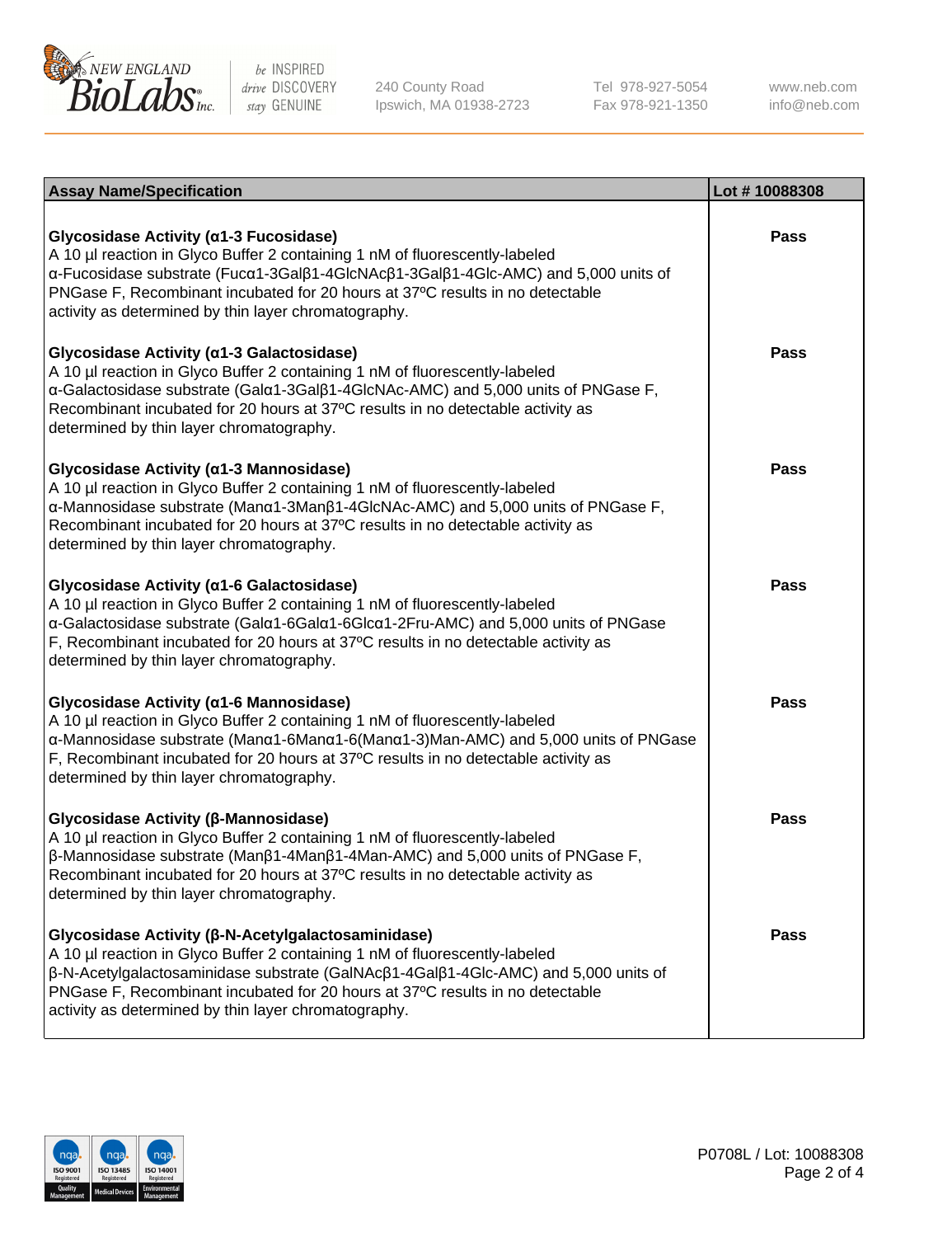| Assay Name/Specification | Lot # 10088308 |
|---|---|
| **Glycosidase Activity (α1-3 Fucosidase)**<br>A 10 µl reaction in Glyco Buffer 2 containing 1 nM of fluorescently-labeled α-Fucosidase substrate (Fucα1-3Galβ1-4GlcNAcβ1-3Galβ1-4Glc-AMC) and 5,000 units of PNGase F, Recombinant incubated for 20 hours at 37ºC results in no detectable activity as determined by thin layer chromatography. | **Pass** |
| **Glycosidase Activity (α1-3 Galactosidase)**<br>A 10 µl reaction in Glyco Buffer 2 containing 1 nM of fluorescently-labeled α-Galactosidase substrate (Galα1-3Galβ1-4GlcNAc-AMC) and 5,000 units of PNGase F, Recombinant incubated for 20 hours at 37ºC results in no detectable activity as determined by thin layer chromatography. | **Pass** |
| **Glycosidase Activity (α1-3 Mannosidase)**<br>A 10 µl reaction in Glyco Buffer 2 containing 1 nM of fluorescently-labeled α-Mannosidase substrate (Manα1-3Manβ1-4GlcNAc-AMC) and 5,000 units of PNGase F, Recombinant incubated for 20 hours at 37ºC results in no detectable activity as determined by thin layer chromatography. | **Pass** |
| **Glycosidase Activity (α1-6 Galactosidase)**<br>A 10 µl reaction in Glyco Buffer 2 containing 1 nM of fluorescently-labeled α-Galactosidase substrate (Galα1-6Galα1-6Glcα1-2Fru-AMC) and 5,000 units of PNGase F, Recombinant incubated for 20 hours at 37ºC results in no detectable activity as determined by thin layer chromatography. | **Pass** |
| **Glycosidase Activity (α1-6 Mannosidase)**<br>A 10 µl reaction in Glyco Buffer 2 containing 1 nM of fluorescently-labeled α-Mannosidase substrate (Manα1-6Manα1-6(Manα1-3)Man-AMC) and 5,000 units of PNGase F, Recombinant incubated for 20 hours at 37ºC results in no detectable activity as determined by thin layer chromatography. | **Pass** |
| **Glycosidase Activity (β-Mannosidase)**<br>A 10 µl reaction in Glyco Buffer 2 containing 1 nM of fluorescently-labeled β-Mannosidase substrate (Manβ1-4Manβ1-4Man-AMC) and 5,000 units of PNGase F, Recombinant incubated for 20 hours at 37ºC results in no detectable activity as determined by thin layer chromatography. | **Pass** |
| **Glycosidase Activity (β-N-Acetylgalactosaminidase)**<br>A 10 µl reaction in Glyco Buffer 2 containing 1 nM of fluorescently-labeled β-N-Acetylgalactosaminidase substrate (GalNAcβ1-4Galβ1-4Glc-AMC) and 5,000 units of PNGase F, Recombinant incubated for 20 hours at 37ºC results in no detectable activity as determined by thin layer chromatography. | **Pass** |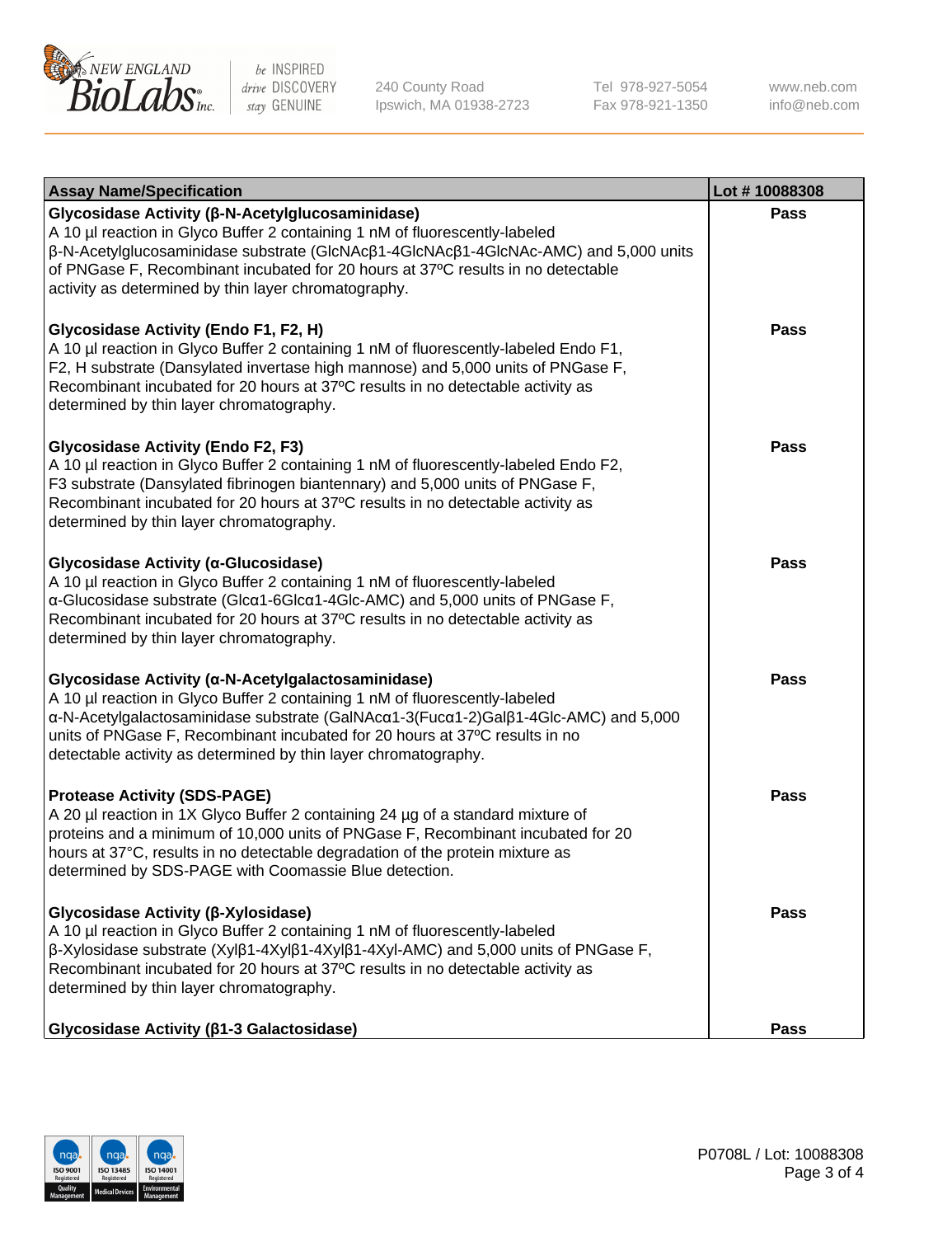| Assay Name/Specification | Lot # 10088308 |
|---|---|
| **Glycosidase Activity (β-N-Acetylglucosaminidase)**<br>A 10 µl reaction in Glyco Buffer 2 containing 1 nM of fluorescently-labeled β-N-Acetylglucosaminidase substrate (GlcNAcβ1-4GlcNAcβ1-4GlcNAc-AMC) and 5,000 units of PNGase F, Recombinant incubated for 20 hours at 37ºC results in no detectable activity as determined by thin layer chromatography. | Pass |
| **Glycosidase Activity (Endo F1, F2, H)**<br>A 10 µl reaction in Glyco Buffer 2 containing 1 nM of fluorescently-labeled Endo F1, F2, H substrate (Dansylated invertase high mannose) and 5,000 units of PNGase F, Recombinant incubated for 20 hours at 37ºC results in no detectable activity as determined by thin layer chromatography. | Pass |
| **Glycosidase Activity (Endo F2, F3)**<br>A 10 µl reaction in Glyco Buffer 2 containing 1 nM of fluorescently-labeled Endo F2, F3 substrate (Dansylated fibrinogen biantennary) and 5,000 units of PNGase F, Recombinant incubated for 20 hours at 37ºC results in no detectable activity as determined by thin layer chromatography. | Pass |
| **Glycosidase Activity (α-Glucosidase)**<br>A 10 µl reaction in Glyco Buffer 2 containing 1 nM of fluorescently-labeled α-Glucosidase substrate (Glcα1-6Glcα1-4Glc-AMC) and 5,000 units of PNGase F, Recombinant incubated for 20 hours at 37ºC results in no detectable activity as determined by thin layer chromatography. | Pass |
| **Glycosidase Activity (α-N-Acetylgalactosaminidase)**<br>A 10 µl reaction in Glyco Buffer 2 containing 1 nM of fluorescently-labeled α-N-Acetylgalactosaminidase substrate (GalNAcα1-3(Fucα1-2)Galβ1-4Glc-AMC) and 5,000 units of PNGase F, Recombinant incubated for 20 hours at 37ºC results in no detectable activity as determined by thin layer chromatography. | Pass |
| **Protease Activity (SDS-PAGE)**<br>A 20 µl reaction in 1X Glyco Buffer 2 containing 24 µg of a standard mixture of proteins and a minimum of 10,000 units of PNGase F, Recombinant incubated for 20 hours at 37°C, results in no detectable degradation of the protein mixture as determined by SDS-PAGE with Coomassie Blue detection. | Pass |
| **Glycosidase Activity (β-Xylosidase)**<br>A 10 µl reaction in Glyco Buffer 2 containing 1 nM of fluorescently-labeled β-Xylosidase substrate (Xylβ1-4Xylβ1-4Xylβ1-4Xyl-AMC) and 5,000 units of PNGase F, Recombinant incubated for 20 hours at 37ºC results in no detectable activity as determined by thin layer chromatography. | Pass |
| **Glycosidase Activity (β1-3 Galactosidase)** | Pass |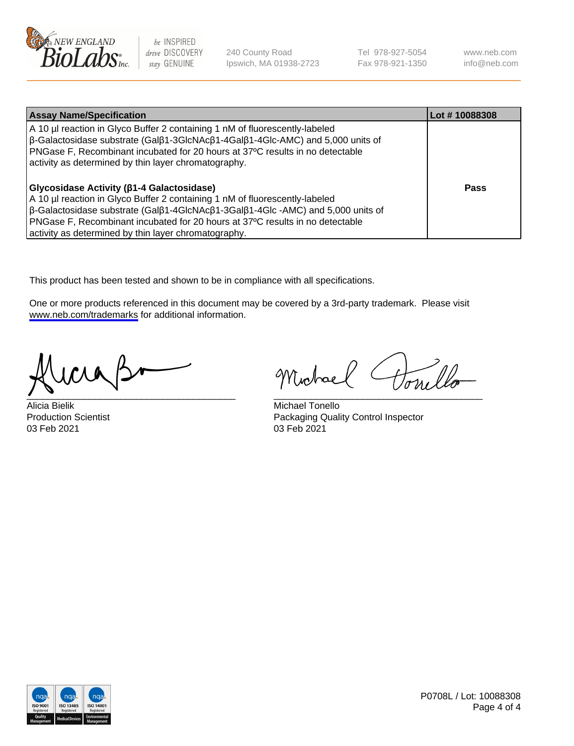240 County Road
Ipswich, MA 01938-2723

Tel 978-927-5054
Fax 978-921-1350

www.neb.com
info@neb.com

| Assay Name/Specification | Lot # 10088308 |
| --- | --- |
| A 10 µl reaction in Glyco Buffer 2 containing 1 nM of fluorescently-labeled β-Galactosidase substrate (Galβ1-3GlcNAcβ1-4Galβ1-4Glc-AMC) and 5,000 units of PNGase F, Recombinant incubated for 20 hours at 37ºC results in no detectable activity as determined by thin layer chromatography. | |
| **Glycosidase Activity (β1-4 Galactosidase)**<br>A 10 µl reaction in Glyco Buffer 2 containing 1 nM of fluorescently-labeled β-Galactosidase substrate (Galβ1-4GlcNAcβ1-3Galβ1-4Glc -AMC) and 5,000 units of PNGase F, Recombinant incubated for 20 hours at 37ºC results in no detectable activity as determined by thin layer chromatography. | **Pass** |

This product has been tested and shown to be in compliance with all specifications.

One or more products referenced in this document may be covered by a 3rd-party trademark. Please visit www.neb.com/trademarks for additional information.

Alicia Bielik
Production Scientist
03 Feb 2021

Michael Tonello
Packaging Quality Control Inspector
03 Feb 2021

P0708L / Lot: 10088308